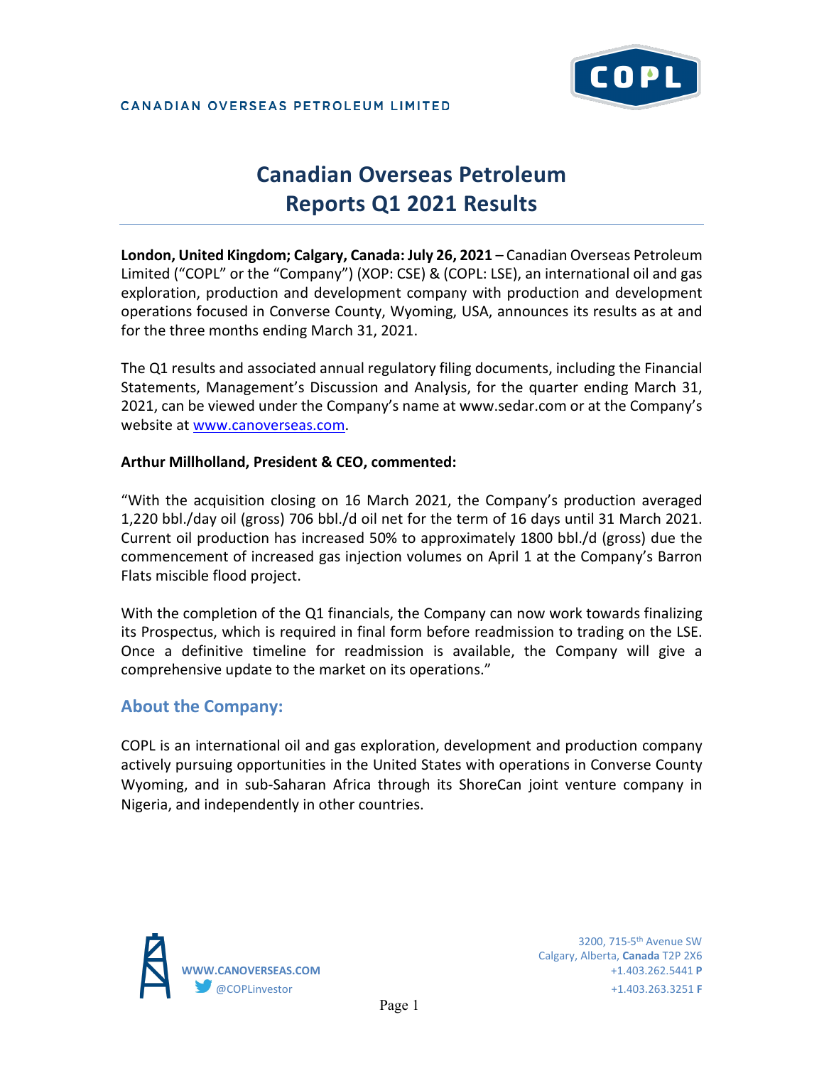CANADIAN OVERSEAS PETROLEUM LIMITED

# Canadian Overseas Petroleum Reports Q1 2021 Results

**London, United Kingdom; Calgary, Canada: July 26, 2021** – Canadian Overseas Petroleum Limited ("COPL" or the "Company") (XOP: CSE) & (COPL: LSE), an international oil and gas exploration, production and development company with production and development operations focused in Converse County, Wyoming, USA, announces its results as at and for the three months ending March 31, 2021.

The Q1 results and associated annual regulatory filing documents, including the Financial Statements, Management's Discussion and Analysis, for the quarter ending March 31, 2021, can be viewed under the Company's name at www.sedar.com or at the Company's website at www.canoverseas.com.

**Arthur Millholland, President & CEO, commented:**

"With the acquisition closing on 16 March 2021, the Company's production averaged 1,220 bbl./day oil (gross) 706 bbl./d oil net for the term of 16 days until 31 March 2021. Current oil production has increased 50% to approximately 1800 bbl./d (gross) due the commencement of increased gas injection volumes on April 1 at the Company's Barron Flats miscible flood project.

With the completion of the Q1 financials, the Company can now work towards finalizing its Prospectus, which is required in final form before readmission to trading on the LSE. Once a definitive timeline for readmission is available, the Company will give a comprehensive update to the market on its operations."

## About the Company:

COPL is an international oil and gas exploration, development and production company actively pursuing opportunities in the United States with operations in Converse County Wyoming, and in sub-Saharan Africa through its ShoreCan joint venture company in Nigeria, and independently in other countries.

WWW.CANOVERSEAS.COM
@COPLinvestor

3200, 715-5th Avenue SW
Calgary, Alberta, **Canada** T2P 2X6
+1.403.262.5441 **P**
+1.403.263.3251 **F**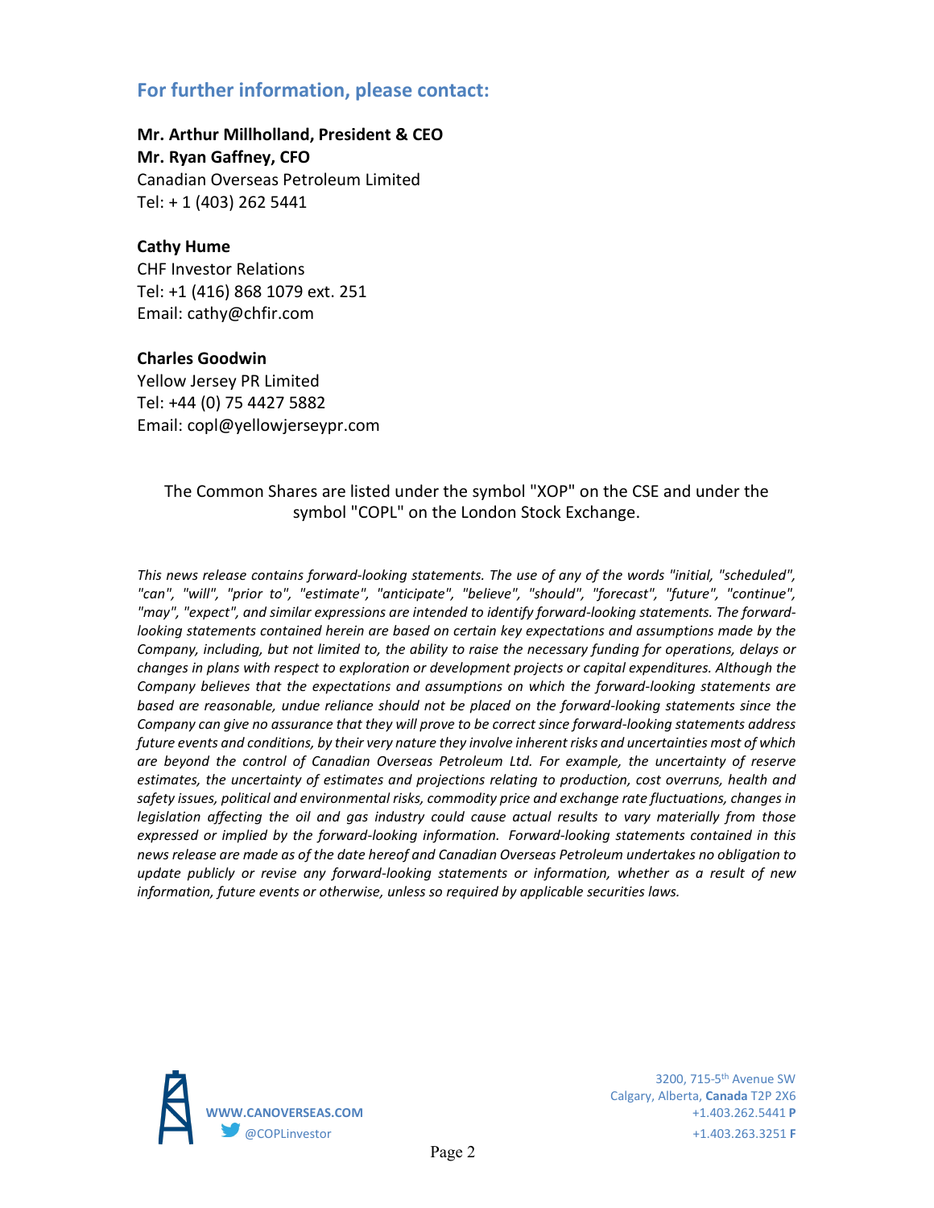## For further information, please contact:

**Mr. Arthur Millholland, President & CEO**
**Mr. Ryan Gaffney, CFO**
Canadian Overseas Petroleum Limited
Tel: + 1 (403) 262 5441

**Cathy Hume**
CHF Investor Relations
Tel: +1 (416) 868 1079 ext. 251
Email: cathy@chfir.com

**Charles Goodwin**
Yellow Jersey PR Limited
Tel: +44 (0) 75 4427 5882
Email: copl@yellowjerseypr.com

The Common Shares are listed under the symbol "XOP" on the CSE and under the symbol "COPL" on the London Stock Exchange.

*This news release contains forward-looking statements. The use of any of the words "initial, "scheduled", "can", "will", "prior to", "estimate", "anticipate", "believe", "should", "forecast", "future", "continue", "may", "expect", and similar expressions are intended to identify forward-looking statements. The forward-looking statements contained herein are based on certain key expectations and assumptions made by the Company, including, but not limited to, the ability to raise the necessary funding for operations, delays or changes in plans with respect to exploration or development projects or capital expenditures. Although the Company believes that the expectations and assumptions on which the forward-looking statements are based are reasonable, undue reliance should not be placed on the forward-looking statements since the Company can give no assurance that they will prove to be correct since forward-looking statements address future events and conditions, by their very nature they involve inherent risks and uncertainties most of which are beyond the control of Canadian Overseas Petroleum Ltd. For example, the uncertainty of reserve estimates, the uncertainty of estimates and projections relating to production, cost overruns, health and safety issues, political and environmental risks, commodity price and exchange rate fluctuations, changes in legislation affecting the oil and gas industry could cause actual results to vary materially from those expressed or implied by the forward-looking information. Forward-looking statements contained in this news release are made as of the date hereof and Canadian Overseas Petroleum undertakes no obligation to update publicly or revise any forward-looking statements or information, whether as a result of new information, future events or otherwise, unless so required by applicable securities laws.*

WWW.CANOVERSEAS.COM
@COPLinvestor

3200, 715-5th Avenue SW
Calgary, Alberta, **Canada** T2P 2X6
+1.403.262.5441 **P**
+1.403.263.3251 **F**